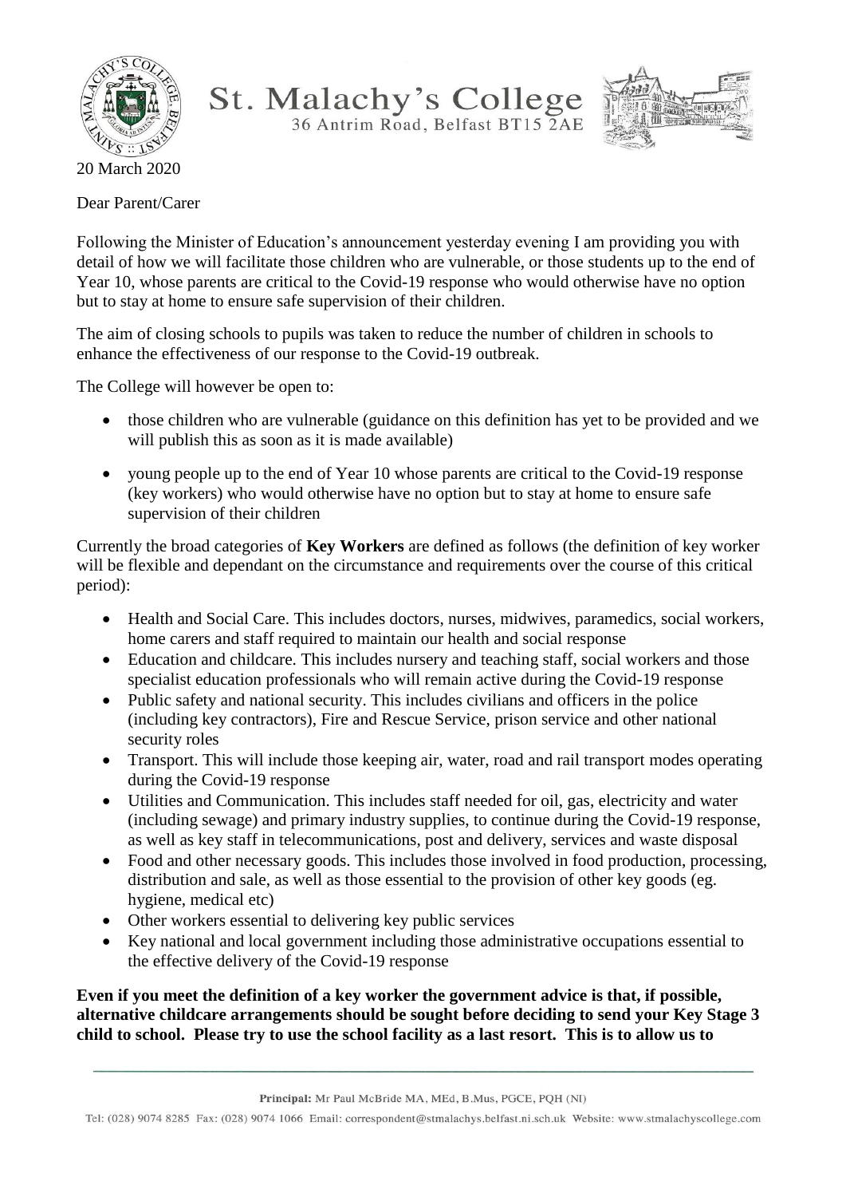# St. Malachy's College

36 Antrim Road, Belfast BT15 2AE

20 March 2020

Dear Parent/Carer

Following the Minister of Education's announcement yesterday evening I am providing you with detail of how we will facilitate those children who are vulnerable, or those students up to the end of Year 10, whose parents are critical to the Covid-19 response who would otherwise have no option but to stay at home to ensure safe supervision of their children.

The aim of closing schools to pupils was taken to reduce the number of children in schools to enhance the effectiveness of our response to the Covid-19 outbreak.

The College will however be open to:

- those children who are vulnerable (guidance on this definition has yet to be provided and we will publish this as soon as it is made available)
- young people up to the end of Year 10 whose parents are critical to the Covid-19 response (key workers) who would otherwise have no option but to stay at home to ensure safe supervision of their children

Currently the broad categories of **Key Workers** are defined as follows (the definition of key worker will be flexible and dependant on the circumstance and requirements over the course of this critical period):

- Health and Social Care. This includes doctors, nurses, midwives, paramedics, social workers, home carers and staff required to maintain our health and social response
- Education and childcare. This includes nursery and teaching staff, social workers and those specialist education professionals who will remain active during the Covid-19 response
- Public safety and national security. This includes civilians and officers in the police (including key contractors), Fire and Rescue Service, prison service and other national security roles
- Transport. This will include those keeping air, water, road and rail transport modes operating during the Covid-19 response
- Utilities and Communication. This includes staff needed for oil, gas, electricity and water (including sewage) and primary industry supplies, to continue during the Covid-19 response, as well as key staff in telecommunications, post and delivery, services and waste disposal
- Food and other necessary goods. This includes those involved in food production, processing, distribution and sale, as well as those essential to the provision of other key goods (eg. hygiene, medical etc)
- Other workers essential to delivering key public services
- Key national and local government including those administrative occupations essential to the effective delivery of the Covid-19 response

**Even if you meet the definition of a key worker the government advice is that, if possible, alternative childcare arrangements should be sought before deciding to send your Key Stage 3 child to school. Please try to use the school facility as a last resort. This is to allow us to**

Principal: Mr Paul McBride MA, MEd, B.Mus, PGCE, PQH (NI)

Tel: (028) 9074 8285 Fax: (028) 9074 1066 Email: correspondent@stmalachys.belfast.ni.sch.uk Website: www.stmalachyscollege.com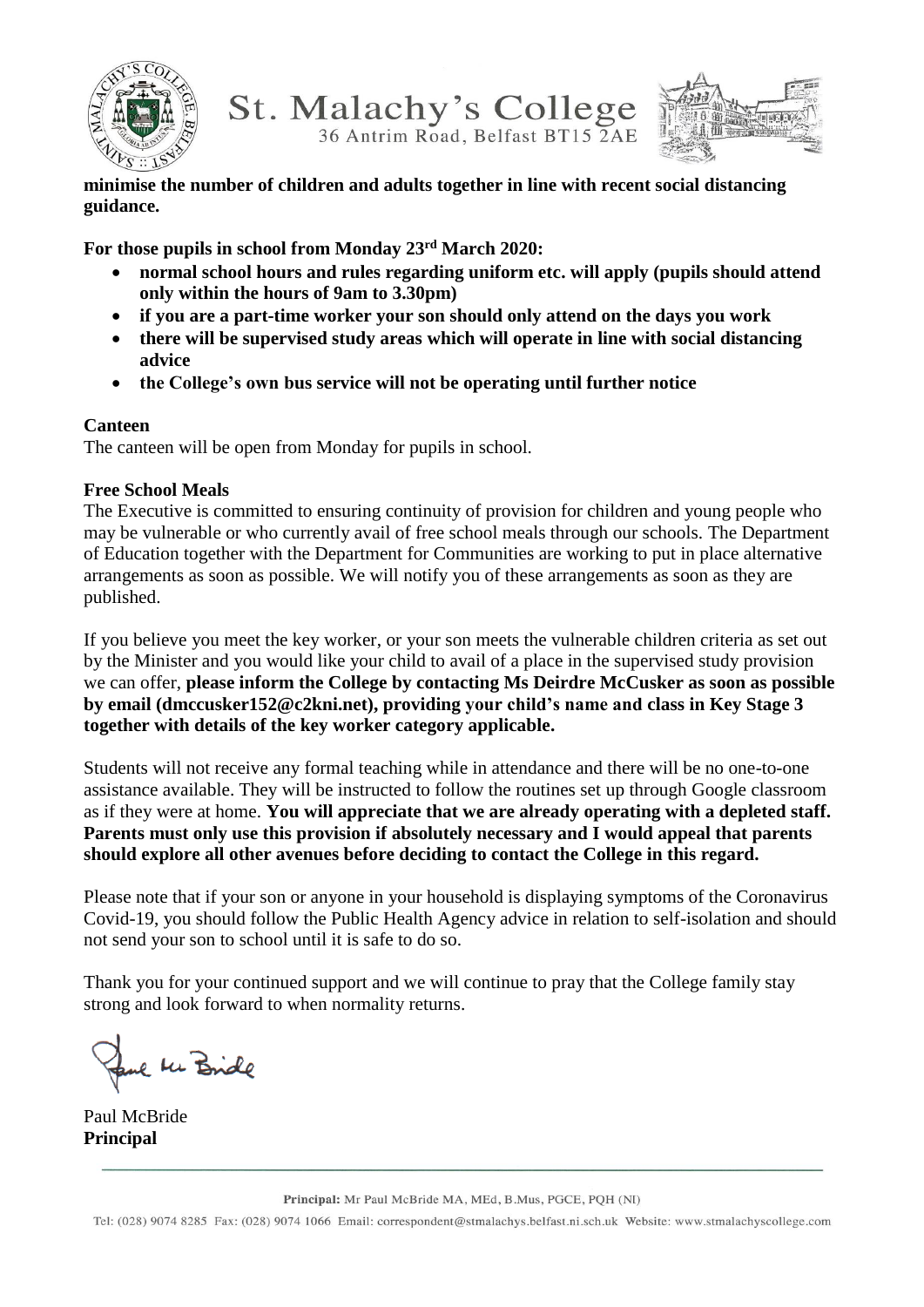**minimise the number of children and adults together in line with recent social distancing guidance.**

**For those pupils in school from Monday 23rd March 2020:**

- **normal school hours and rules regarding uniform etc. will apply (pupils should attend only within the hours of 9am to 3.30pm)**
- **if you are a part-time worker your son should only attend on the days you work**
- **there will be supervised study areas which will operate in line with social distancing advice**
- **the College's own bus service will not be operating until further notice**

**Canteen**

The canteen will be open from Monday for pupils in school.

**Free School Meals**

The Executive is committed to ensuring continuity of provision for children and young people who may be vulnerable or who currently avail of free school meals through our schools. The Department of Education together with the Department for Communities are working to put in place alternative arrangements as soon as possible. We will notify you of these arrangements as soon as they are published.

If you believe you meet the key worker, or your son meets the vulnerable children criteria as set out by the Minister and you would like your child to avail of a place in the supervised study provision we can offer, **please inform the College by contacting Ms Deirdre McCusker as soon as possible by email (dmccusker152@c2kni.net), providing your child's name and class in Key Stage 3 together with details of the key worker category applicable.**

Students will not receive any formal teaching while in attendance and there will be no one-to-one assistance available. They will be instructed to follow the routines set up through Google classroom as if they were at home. **You will appreciate that we are already operating with a depleted staff. Parents must only use this provision if absolutely necessary and I would appeal that parents should explore all other avenues before deciding to contact the College in this regard.**

Please note that if your son or anyone in your household is displaying symptoms of the Coronavirus Covid-19, you should follow the Public Health Agency advice in relation to self-isolation and should not send your son to school until it is safe to do so.

Thank you for your continued support and we will continue to pray that the College family stay strong and look forward to when normality returns.

Paul McBride
**Principal**